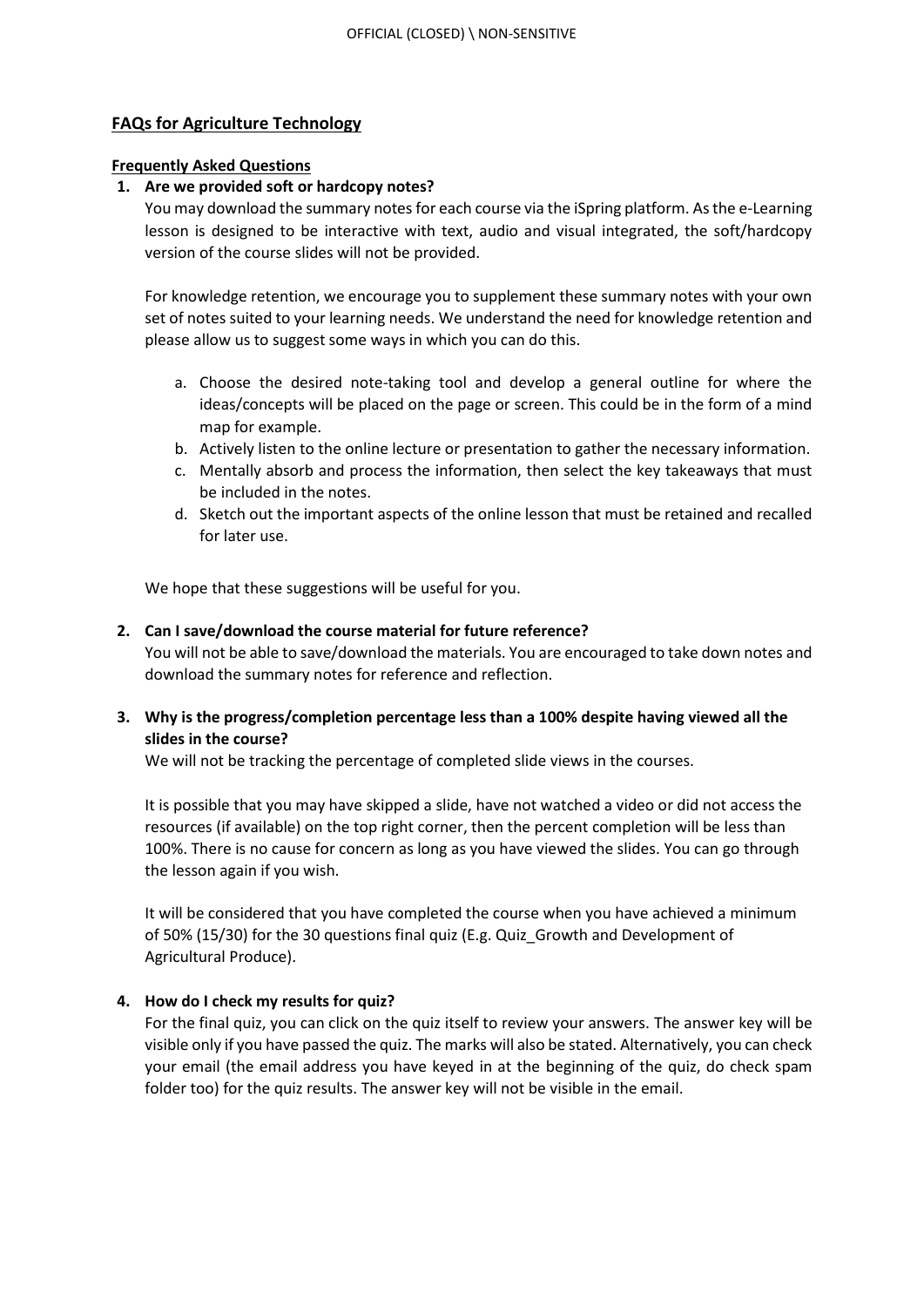## FAQs for Agriculture Technology

### Frequently Asked Questions

1. **Are we provided soft or hardcopy notes?**

   You may download the summary notes for each course via the iSpring platform. As the e-Learning lesson is designed to be interactive with text, audio and visual integrated, the soft/hardcopy version of the course slides will not be provided.

   For knowledge retention, we encourage you to supplement these summary notes with your own set of notes suited to your learning needs. We understand the need for knowledge retention and please allow us to suggest some ways in which you can do this.

   a. Choose the desired note-taking tool and develop a general outline for where the ideas/concepts will be placed on the page or screen. This could be in the form of a mind map for example.
   b. Actively listen to the online lecture or presentation to gather the necessary information.
   c. Mentally absorb and process the information, then select the key takeaways that must be included in the notes.
   d. Sketch out the important aspects of the online lesson that must be retained and recalled for later use.

   We hope that these suggestions will be useful for you.

2. **Can I save/download the course material for future reference?**

   You will not be able to save/download the materials. You are encouraged to take down notes and download the summary notes for reference and reflection.

3. **Why is the progress/completion percentage less than a 100% despite having viewed all the slides in the course?**

   We will not be tracking the percentage of completed slide views in the courses.

   It is possible that you may have skipped a slide, have not watched a video or did not access the resources (if available) on the top right corner, then the percent completion will be less than 100%. There is no cause for concern as long as you have viewed the slides. You can go through the lesson again if you wish.

   It will be considered that you have completed the course when you have achieved a minimum of 50% (15/30) for the 30 questions final quiz (E.g. Quiz_Growth and Development of Agricultural Produce).

4. **How do I check my results for quiz?**

   For the final quiz, you can click on the quiz itself to review your answers. The answer key will be visible only if you have passed the quiz. The marks will also be stated. Alternatively, you can check your email (the email address you have keyed in at the beginning of the quiz, do check spam folder too) for the quiz results. The answer key will not be visible in the email.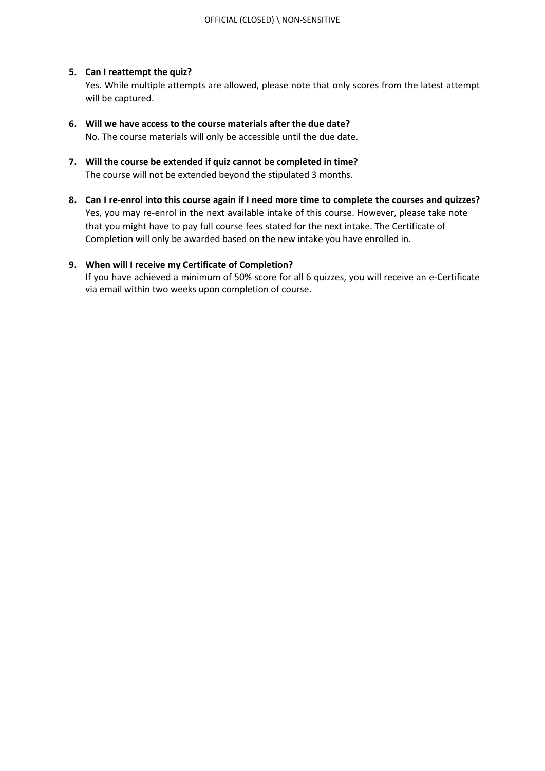5. **Can I reattempt the quiz?**
   Yes. While multiple attempts are allowed, please note that only scores from the latest attempt will be captured.

6. **Will we have access to the course materials after the due date?**
   No. The course materials will only be accessible until the due date.

7. **Will the course be extended if quiz cannot be completed in time?**
   The course will not be extended beyond the stipulated 3 months.

8. **Can I re-enrol into this course again if I need more time to complete the courses and quizzes?**
   Yes, you may re-enrol in the next available intake of this course. However, please take note that you might have to pay full course fees stated for the next intake. The Certificate of Completion will only be awarded based on the new intake you have enrolled in.

9. **When will I receive my Certificate of Completion?**
   If you have achieved a minimum of 50% score for all 6 quizzes, you will receive an e-Certificate via email within two weeks upon completion of course.